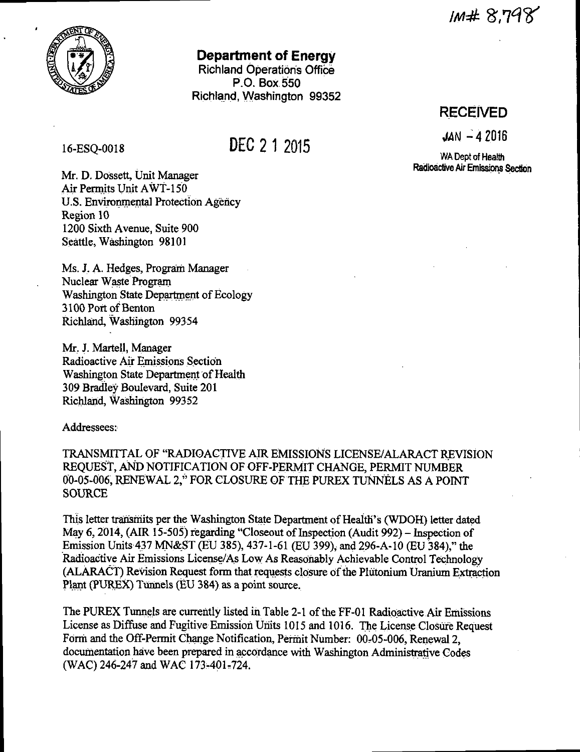IM# 8,798

**Department of Energy**
Richland Operations Office
P.O. Box 550
Richland, Washington 99352

**RECEIVED**

JAN - 4 2016

WA Dept of Health
Radioactive Air Emissions Section

16-ESQ-0018

DEC 2 1 2015

Mr. D. Dossett, Unit Manager
Air Permits Unit AWT-150
U.S. Environmental Protection Agency
Region 10
1200 Sixth Avenue, Suite 900
Seattle, Washington 98101

Ms. J. A. Hedges, Program Manager
Nuclear Waste Program
Washington State Department of Ecology
3100 Port of Benton
Richland, Washington 99354

Mr. J. Martell, Manager
Radioactive Air Emissions Section
Washington State Department of Health
309 Bradley Boulevard, Suite 201
Richland, Washington 99352

Addressees:

TRANSMITTAL OF "RADIOACTIVE AIR EMISSIONS LICENSE/ALARACT REVISION REQUEST, AND NOTIFICATION OF OFF-PERMIT CHANGE, PERMIT NUMBER 00-05-006, RENEWAL 2," FOR CLOSURE OF THE PUREX TUNNELS AS A POINT SOURCE

This letter transmits per the Washington State Department of Health's (WDOH) letter dated May 6, 2014, (AIR 15-505) regarding "Closeout of Inspection (Audit 992) – Inspection of Emission Units 437 MN&ST (EU 385), 437-1-61 (EU 399), and 296-A-10 (EU 384)," the Radioactive Air Emissions License/As Low As Reasonably Achievable Control Technology (ALARACT) Revision Request form that requests closure of the Plutonium Uranium Extraction Plant (PUREX) Tunnels (EU 384) as a point source.

The PUREX Tunnels are currently listed in Table 2-1 of the FF-01 Radioactive Air Emissions License as Diffuse and Fugitive Emission Units 1015 and 1016. The License Closure Request Form and the Off-Permit Change Notification, Permit Number: 00-05-006, Renewal 2, documentation have been prepared in accordance with Washington Administrative Codes (WAC) 246-247 and WAC 173-401-724.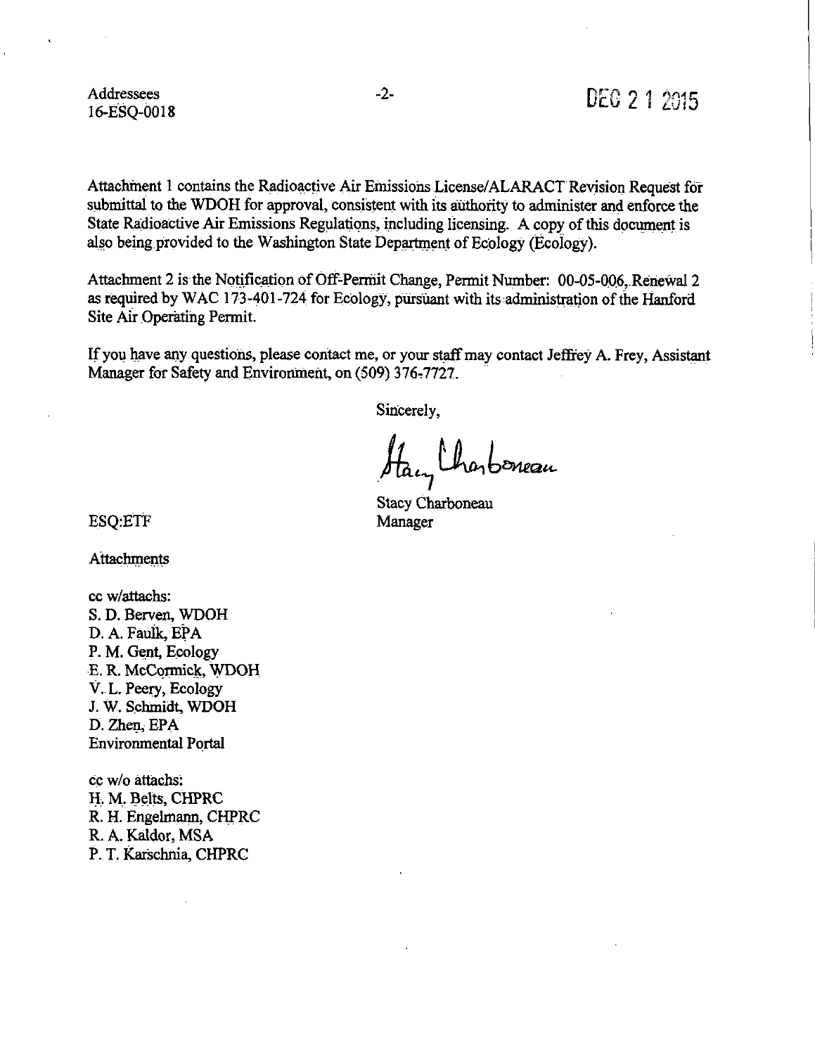Addressees
16-ESQ-0018

DEC 2 1 2015

Attachment 1 contains the Radioactive Air Emissions License/ALARACT Revision Request for submittal to the WDOH for approval, consistent with its authority to administer and enforce the State Radioactive Air Emissions Regulations, including licensing. A copy of this document is also being provided to the Washington State Department of Ecology (Ecology).

Attachment 2 is the Notification of Off-Permit Change, Permit Number: 00-05-006, Renewal 2 as required by WAC 173-401-724 for Ecology, pursuant with its administration of the Hanford Site Air Operating Permit.

If you have any questions, please contact me, or your staff may contact Jeffrey A. Frey, Assistant Manager for Safety and Environment, on (509) 376-7727.

Sincerely,

Stacy Charboneau
Manager

ESQ:ETF

Attachments

cc w/attachs:
S. D. Berven, WDOH
D. A. Faulk, EPA
P. M. Gent, Ecology
E. R. McCormick, WDOH
V. L. Peery, Ecology
J. W. Schmidt, WDOH
D. Zhen, EPA
Environmental Portal

cc w/o attachs:
H. M. Belts, CHPRC
R. H. Engelmann, CHPRC
R. A. Kaldor, MSA
P. T. Karschnia, CHPRC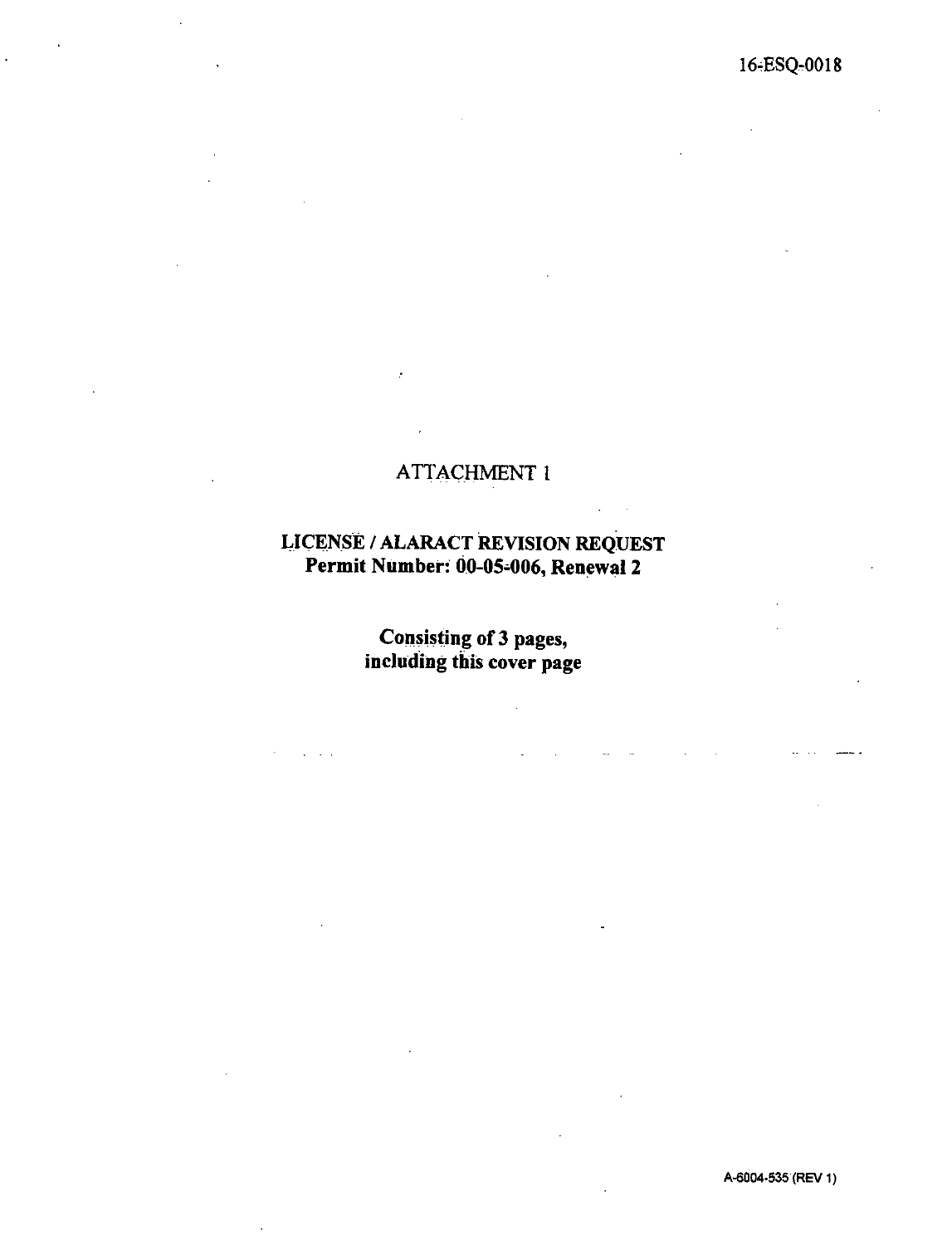16-ESQ-0018

# ATTACHMENT 1

## LICENSE / ALARACT REVISION REQUEST
## Permit Number: 00-05-006, Renewal 2

**Consisting of 3 pages, including this cover page**

A-6004-535 (REV 1)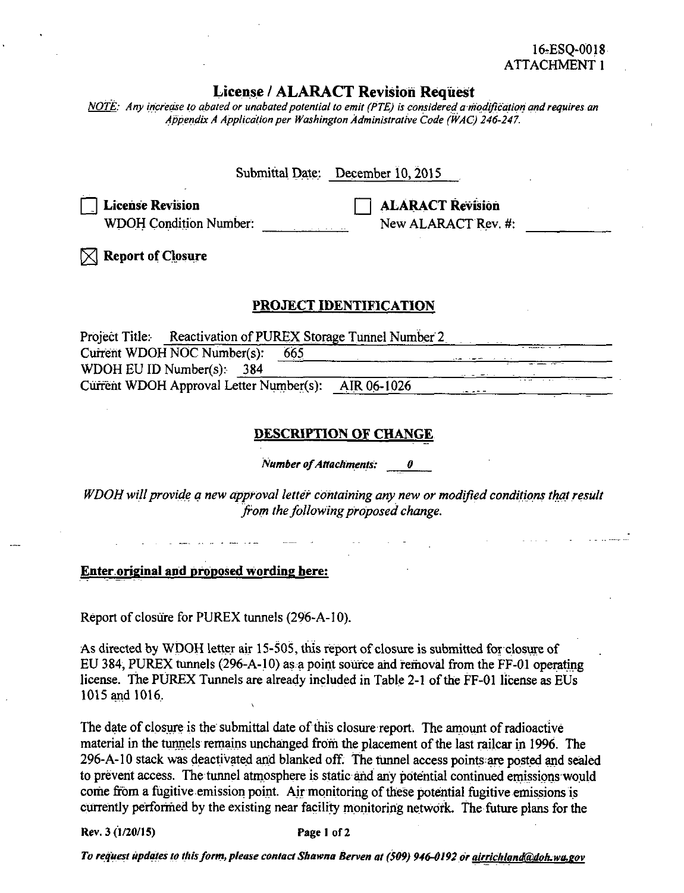16-ESQ-0018
ATTACHMENT 1

# License / ALARACT Revision Request

*NOTE: Any increase to abated or unabated potential to emit (PTE) is considered a modification and requires an Appendix A Application per Washington Administrative Code (WAC) 246-247.*

Submittal Date: December 10, 2015

☐ **License Revision**
WDOH Condition Number: ________

☐ **ALARACT Revision**
New ALARACT Rev. #: ________

☒ **Report of Closure**

## PROJECT IDENTIFICATION

Project Title: Reactivation of PUREX Storage Tunnel Number 2
Current WDOH NOC Number(s): 665
WDOH EU ID Number(s): 384
Current WDOH Approval Letter Number(s): AIR 06-1026

## DESCRIPTION OF CHANGE

*Number of Attachments: 0*

*WDOH will provide a new approval letter containing any new or modified conditions that result from the following proposed change.*

**Enter original and proposed wording here:**

Report of closure for PUREX tunnels (296-A-10).

As directed by WDOH letter air 15-505, this report of closure is submitted for closure of EU 384, PUREX tunnels (296-A-10) as a point source and removal from the FF-01 operating license. The PUREX Tunnels are already included in Table 2-1 of the FF-01 license as EUs 1015 and 1016.

The date of closure is the submittal date of this closure report. The amount of radioactive material in the tunnels remains unchanged from the placement of the last railcar in 1996. The 296-A-10 stack was deactivated and blanked off. The tunnel access points are posted and sealed to prevent access. The tunnel atmosphere is static and any potential continued emissions would come from a fugitive emission point. Air monitoring of these potential fugitive emissions is currently performed by the existing near facility monitoring network. The future plans for the

Rev. 3 (1/20/15)

*To request updates to this form, please contact Shawna Berven at (509) 946-0192 or airrichland@doh.wa.gov*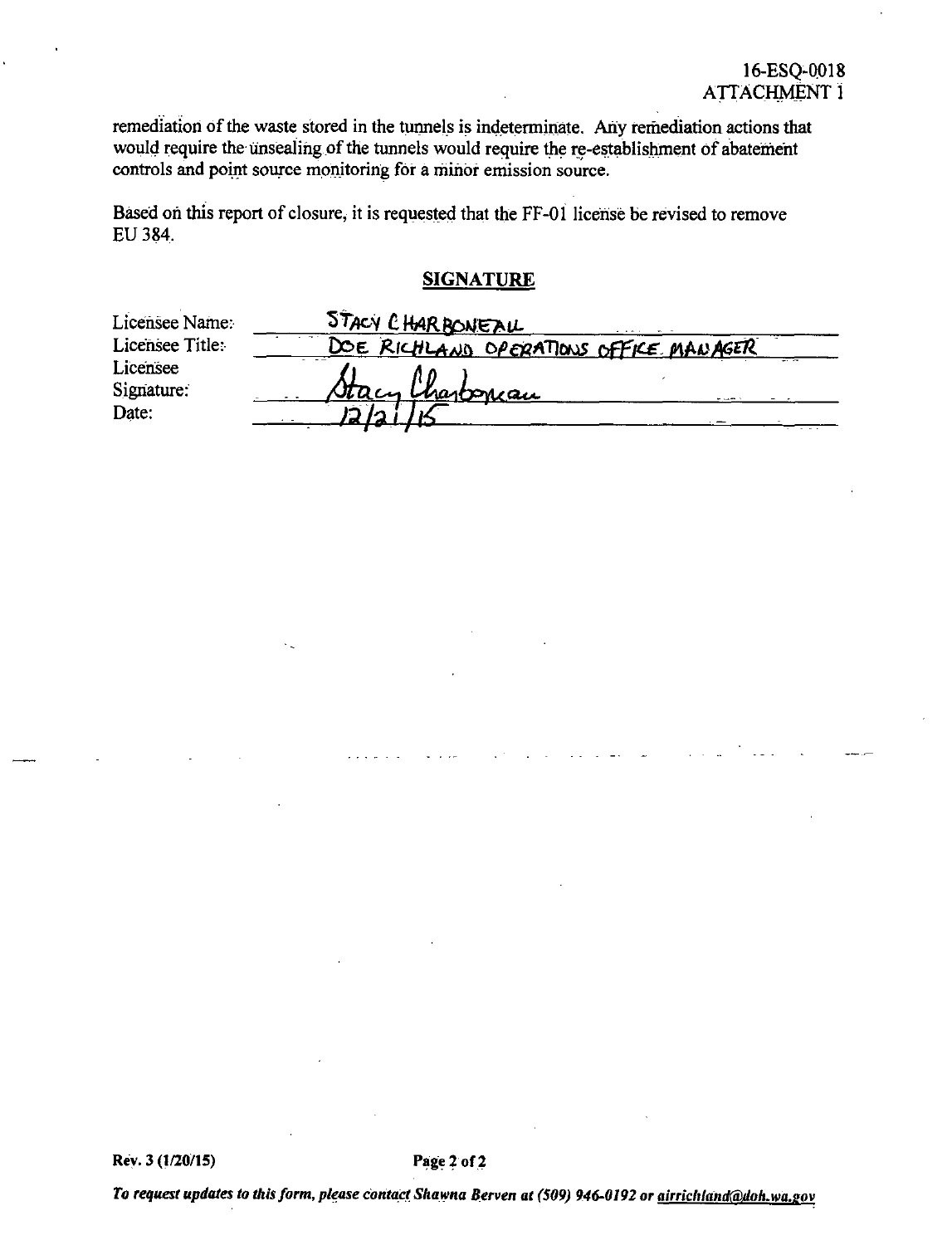16-ESQ-0018
ATTACHMENT 1

remediation of the waste stored in the tunnels is indeterminate. Any remediation actions that would require the unsealing of the tunnels would require the re-establishment of abatement controls and point source monitoring for a minor emission source.

Based on this report of closure, it is requested that the FF-01 license be revised to remove EU 384.

## SIGNATURE

| | |
|---|---|
| Licensee Name: | STACY CHARBONEAU |
| Licensee Title: | DOE RICHLAND OPERATIONS OFFICE MANAGER |
| Licensee Signature: | Stacy Charboneau |
| Date: | 12/21/15 |

Rev. 3 (1/20/15)

*To request updates to this form, please contact Shawna Berven at (509) 946-0192 or airrichland@doh.wa.gov*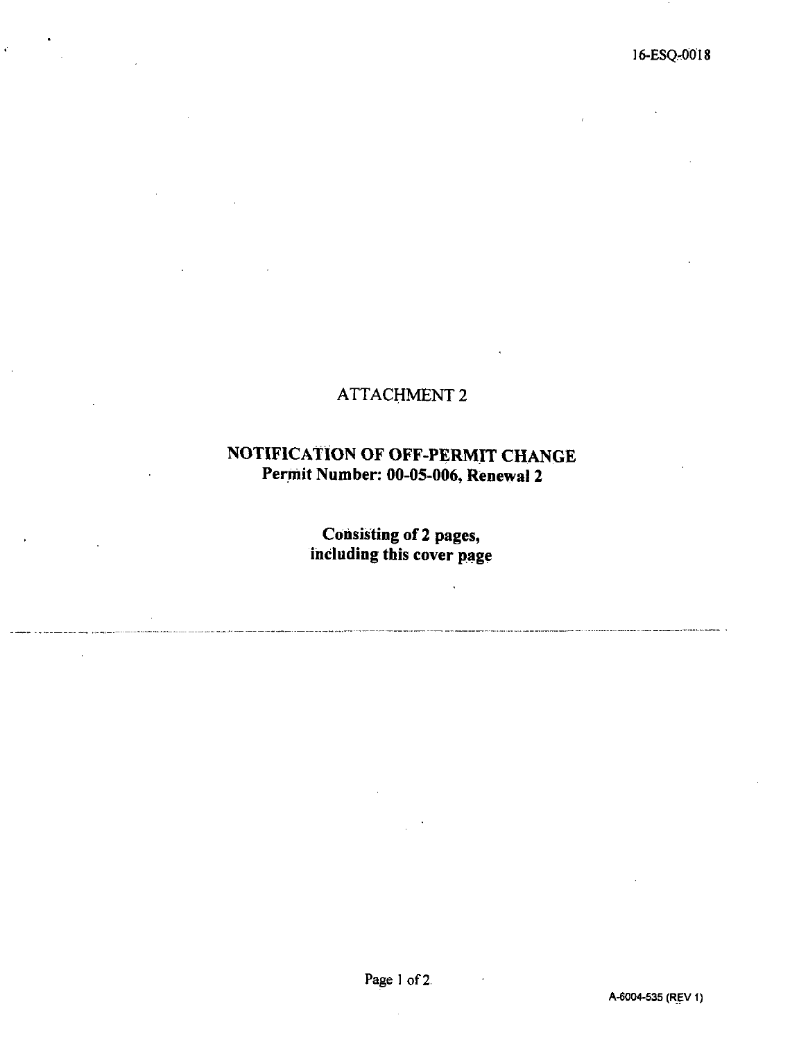16-ESQ-0018

# ATTACHMENT 2

## NOTIFICATION OF OFF-PERMIT CHANGE
**Permit Number: 00-05-006, Renewal 2**

**Consisting of 2 pages,**
**including this cover page**

A-6004-535 (REV 1)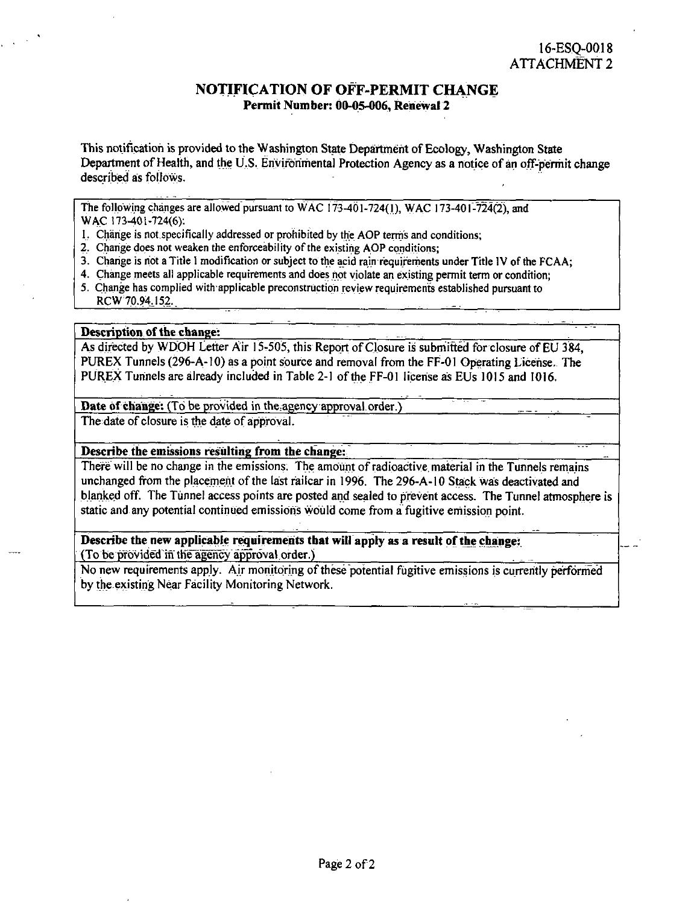16-ESQ-0018
ATTACHMENT 2

# NOTIFICATION OF OFF-PERMIT CHANGE

**Permit Number: 00-05-006, Renewal 2**

This notification is provided to the Washington State Department of Ecology, Washington State Department of Health, and the U.S. Environmental Protection Agency as a notice of an off-permit change described as follows.

The following changes are allowed pursuant to WAC 173-401-724(1), WAC 173-401-724(2), and WAC 173-401-724(6):

1. Change is not specifically addressed or prohibited by the AOP terms and conditions;
2. Change does not weaken the enforceability of the existing AOP conditions;
3. Change is not a Title I modification or subject to the acid rain requirements under Title IV of the FCAA;
4. Change meets all applicable requirements and does not violate an existing permit term or condition;
5. Change has complied with applicable preconstruction review requirements established pursuant to RCW 70.94.152.

**Description of the change:**

As directed by WDOH Letter Air 15-505, this Report of Closure is submitted for closure of EU 384, PUREX Tunnels (296-A-10) as a point source and removal from the FF-01 Operating License. The PUREX Tunnels are already included in Table 2-1 of the FF-01 license as EUs 1015 and 1016.

**Date of change:** (To be provided in the agency approval order.)

The date of closure is the date of approval.

**Describe the emissions resulting from the change:**

There will be no change in the emissions. The amount of radioactive material in the Tunnels remains unchanged from the placement of the last railcar in 1996. The 296-A-10 Stack was deactivated and blanked off. The Tunnel access points are posted and sealed to prevent access. The Tunnel atmosphere is static and any potential continued emissions would come from a fugitive emission point.

**Describe the new applicable requirements that will apply as a result of the change:** (To be provided in the agency approval order.)

No new requirements apply. Air monitoring of these potential fugitive emissions is currently performed by the existing Near Facility Monitoring Network.